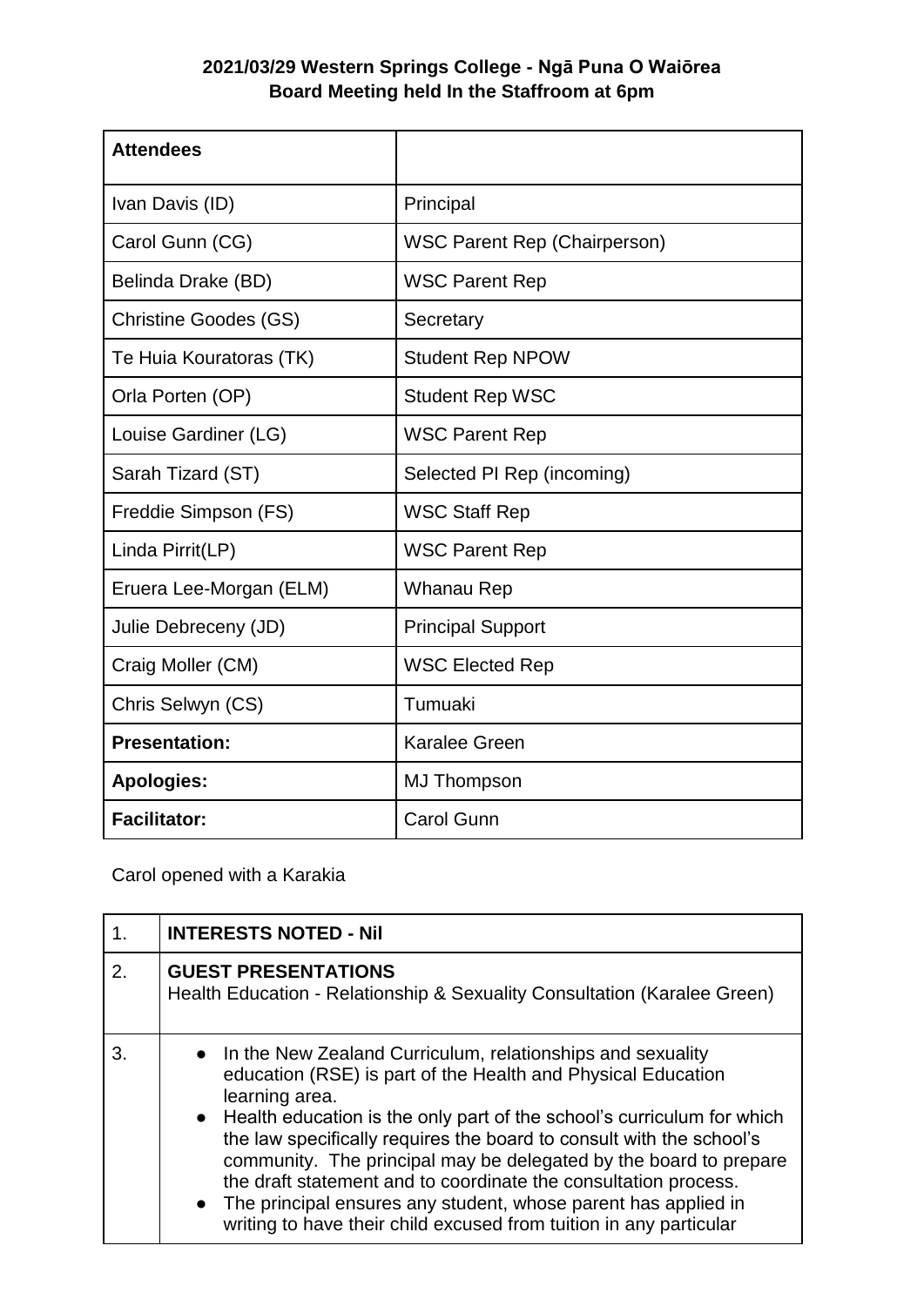**2021/03/29 Western Springs College - Ngā Puna O Waiōrea**
**Board Meeting held In the Staffroom at 6pm**

| **Attendees** | |
|---|---|
| Ivan Davis (ID) | Principal |
| Carol Gunn (CG) | WSC Parent Rep (Chairperson) |
| Belinda Drake (BD) | WSC Parent Rep |
| Christine Goodes (GS) | Secretary |
| Te Huia Kouratoras (TK) | Student Rep NPOW |
| Orla Porten (OP) | Student Rep WSC |
| Louise Gardiner (LG) | WSC Parent Rep |
| Sarah Tizard (ST) | Selected PI Rep (incoming) |
| Freddie Simpson (FS) | WSC Staff Rep |
| Linda Pirrit(LP) | WSC Parent Rep |
| Eruera Lee-Morgan (ELM) | Whanau Rep |
| Julie Debreceny (JD) | Principal Support |
| Craig Moller (CM) | WSC Elected Rep |
| Chris Selwyn (CS) | Tumuaki |
| **Presentation:** | Karalee Green |
| **Apologies:** | MJ Thompson |
| **Facilitator:** | Carol Gunn |

Carol opened with a Karakia

| | |
|---|---|
| 1. | **INTERESTS NOTED - Nil** |
| 2. | **GUEST PRESENTATIONS**<br>Health Education - Relationship & Sexuality Consultation (Karalee Green) |
| 3. | • In the New Zealand Curriculum, relationships and sexuality education (RSE) is part of the Health and Physical Education learning area.<br>• Health education is the only part of the school's curriculum for which the law specifically requires the board to consult with the school's community. The principal may be delegated by the board to prepare the draft statement and to coordinate the consultation process.<br>• The principal ensures any student, whose parent has applied in writing to have their child excused from tuition in any particular |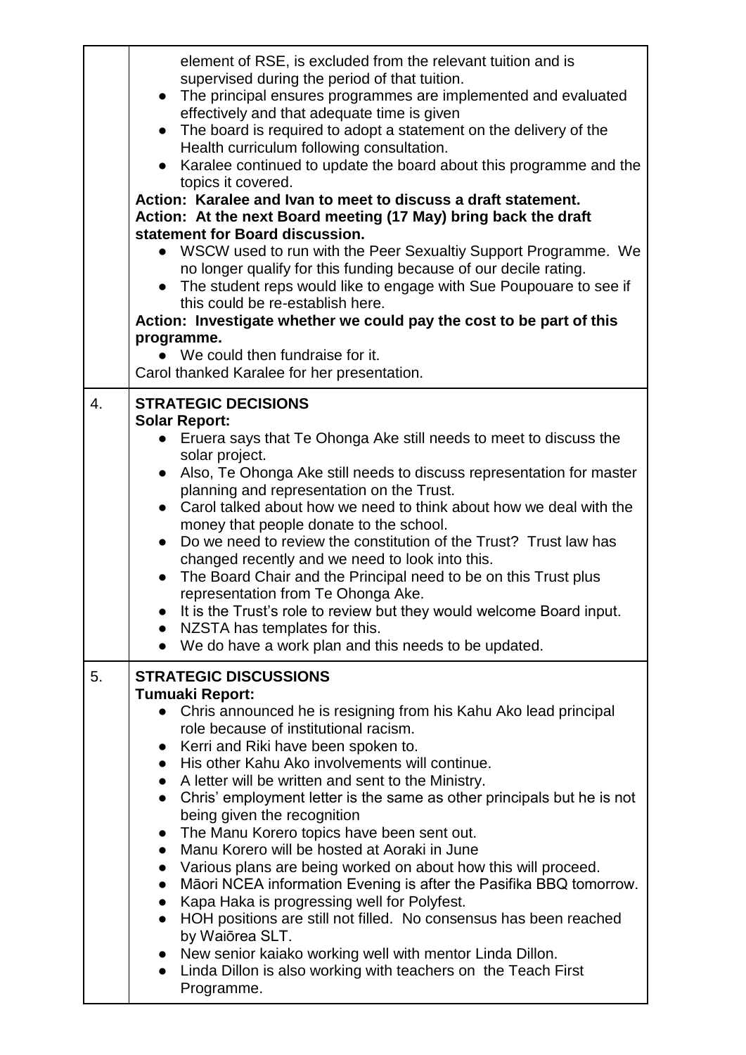|  |  |
|---|---|
|  | element of RSE, is excluded from the relevant tuition and is supervised during the period of that tuition.<br>● The principal ensures programmes are implemented and evaluated effectively and that adequate time is given<br>● The board is required to adopt a statement on the delivery of the Health curriculum following consultation.<br>● Karalee continued to update the board about this programme and the topics it covered.<br>**Action: Karalee and Ivan to meet to discuss a draft statement.**<br>**Action: At the next Board meeting (17 May) bring back the draft statement for Board discussion.**<br>● WSCW used to run with the Peer Sexualtiy Support Programme. We no longer qualify for this funding because of our decile rating.<br>● The student reps would like to engage with Sue Poupouare to see if this could be re-establish here.<br>**Action: Investigate whether we could pay the cost to be part of this programme.**<br>● We could then fundraise for it.<br>Carol thanked Karalee for her presentation. |
| 4. | **STRATEGIC DECISIONS**<br>**Solar Report:**<br>● Eruera says that Te Ohonga Ake still needs to meet to discuss the solar project.<br>● Also, Te Ohonga Ake still needs to discuss representation for master planning and representation on the Trust.<br>● Carol talked about how we need to think about how we deal with the money that people donate to the school.<br>● Do we need to review the constitution of the Trust? Trust law has changed recently and we need to look into this.<br>● The Board Chair and the Principal need to be on this Trust plus representation from Te Ohonga Ake.<br>● It is the Trust's role to review but they would welcome Board input.<br>● NZSTA has templates for this.<br>● We do have a work plan and this needs to be updated. |
| 5. | **STRATEGIC DISCUSSIONS**<br>**Tumuaki Report:**<br>● Chris announced he is resigning from his Kahu Ako lead principal role because of institutional racism.<br>● Kerri and Riki have been spoken to.<br>● His other Kahu Ako involvements will continue.<br>● A letter will be written and sent to the Ministry.<br>● Chris' employment letter is the same as other principals but he is not being given the recognition<br>● The Manu Korero topics have been sent out.<br>● Manu Korero will be hosted at Aoraki in June<br>● Various plans are being worked on about how this will proceed.<br>● Māori NCEA information Evening is after the Pasifika BBQ tomorrow.<br>● Kapa Haka is progressing well for Polyfest.<br>● HOH positions are still not filled. No consensus has been reached by Waiōrea SLT.<br>● New senior kaiako working well with mentor Linda Dillon.<br>● Linda Dillon is also working with teachers on the Teach First Programme. |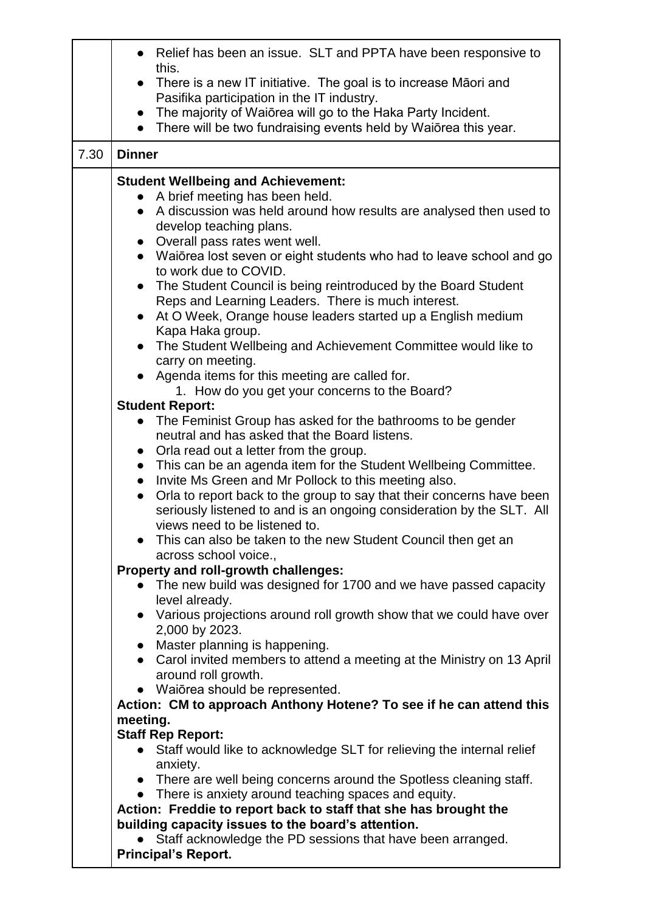| | |
|---|---|
| | • Relief has been an issue. SLT and PPTA have been responsive to this.<br>• There is a new IT initiative. The goal is to increase Māori and Pasifika participation in the IT industry.<br>• The majority of Waiōrea will go to the Haka Party Incident.<br>• There will be two fundraising events held by Waiōrea this year. |
| 7.30 | **Dinner** |
| | **Student Wellbeing and Achievement:**<br>• A brief meeting has been held.<br>• A discussion was held around how results are analysed then used to develop teaching plans.<br>• Overall pass rates went well.<br>• Waiōrea lost seven or eight students who had to leave school and go to work due to COVID.<br>• The Student Council is being reintroduced by the Board Student Reps and Learning Leaders. There is much interest.<br>• At O Week, Orange house leaders started up a English medium Kapa Haka group.<br>• The Student Wellbeing and Achievement Committee would like to carry on meeting.<br>• Agenda items for this meeting are called for.<br>&nbsp;&nbsp;&nbsp;&nbsp;1. How do you get your concerns to the Board?<br>**Student Report:**<br>• The Feminist Group has asked for the bathrooms to be gender neutral and has asked that the Board listens.<br>• Orla read out a letter from the group.<br>• This can be an agenda item for the Student Wellbeing Committee.<br>• Invite Ms Green and Mr Pollock to this meeting also.<br>• Orla to report back to the group to say that their concerns have been seriously listened to and is an ongoing consideration by the SLT. All views need to be listened to.<br>• This can also be taken to the new Student Council then get an across school voice.,<br>**Property and roll-growth challenges:**<br>• The new build was designed for 1700 and we have passed capacity level already.<br>• Various projections around roll growth show that we could have over 2,000 by 2023.<br>• Master planning is happening.<br>• Carol invited members to attend a meeting at the Ministry on 13 April around roll growth.<br>• Waiōrea should be represented.<br>**Action: CM to approach Anthony Hotene? To see if he can attend this meeting.**<br>**Staff Rep Report:**<br>• Staff would like to acknowledge SLT for relieving the internal relief anxiety.<br>• There are well being concerns around the Spotless cleaning staff.<br>• There is anxiety around teaching spaces and equity.<br>**Action: Freddie to report back to staff that she has brought the building capacity issues to the board's attention.**<br>• Staff acknowledge the PD sessions that have been arranged.<br>**Principal's Report.** |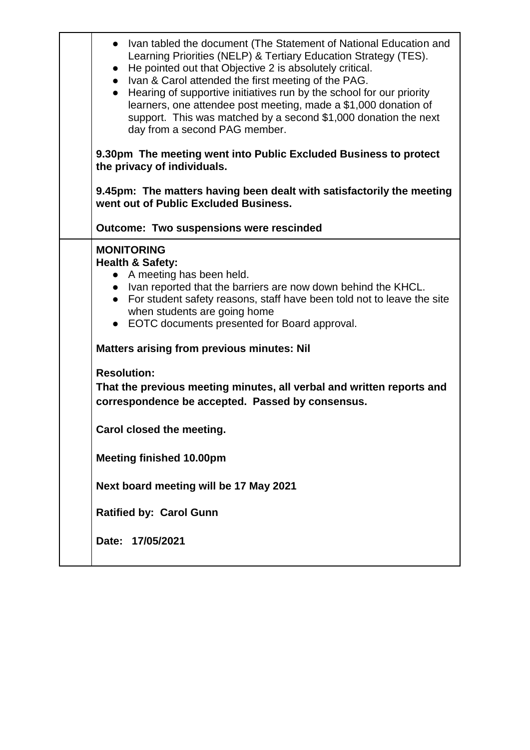- Ivan tabled the document (The Statement of National Education and Learning Priorities (NELP) & Tertiary Education Strategy (TES).
- He pointed out that Objective 2 is absolutely critical.
- Ivan & Carol attended the first meeting of the PAG.
- Hearing of supportive initiatives run by the school for our priority learners, one attendee post meeting, made a $1,000 donation of support. This was matched by a second $1,000 donation the next day from a second PAG member.

**9.30pm The meeting went into Public Excluded Business to protect the privacy of individuals.**

**9.45pm: The matters having been dealt with satisfactorily the meeting went out of Public Excluded Business.**

**Outcome: Two suspensions were rescinded**

**MONITORING**

**Health & Safety:**

- A meeting has been held.
- Ivan reported that the barriers are now down behind the KHCL.
- For student safety reasons, staff have been told not to leave the site when students are going home
- EOTC documents presented for Board approval.

**Matters arising from previous minutes: Nil**

**Resolution:**

**That the previous meeting minutes, all verbal and written reports and correspondence be accepted. Passed by consensus.**

**Carol closed the meeting.**

**Meeting finished 10.00pm**

**Next board meeting will be 17 May 2021**

**Ratified by: Carol Gunn**

**Date: 17/05/2021**